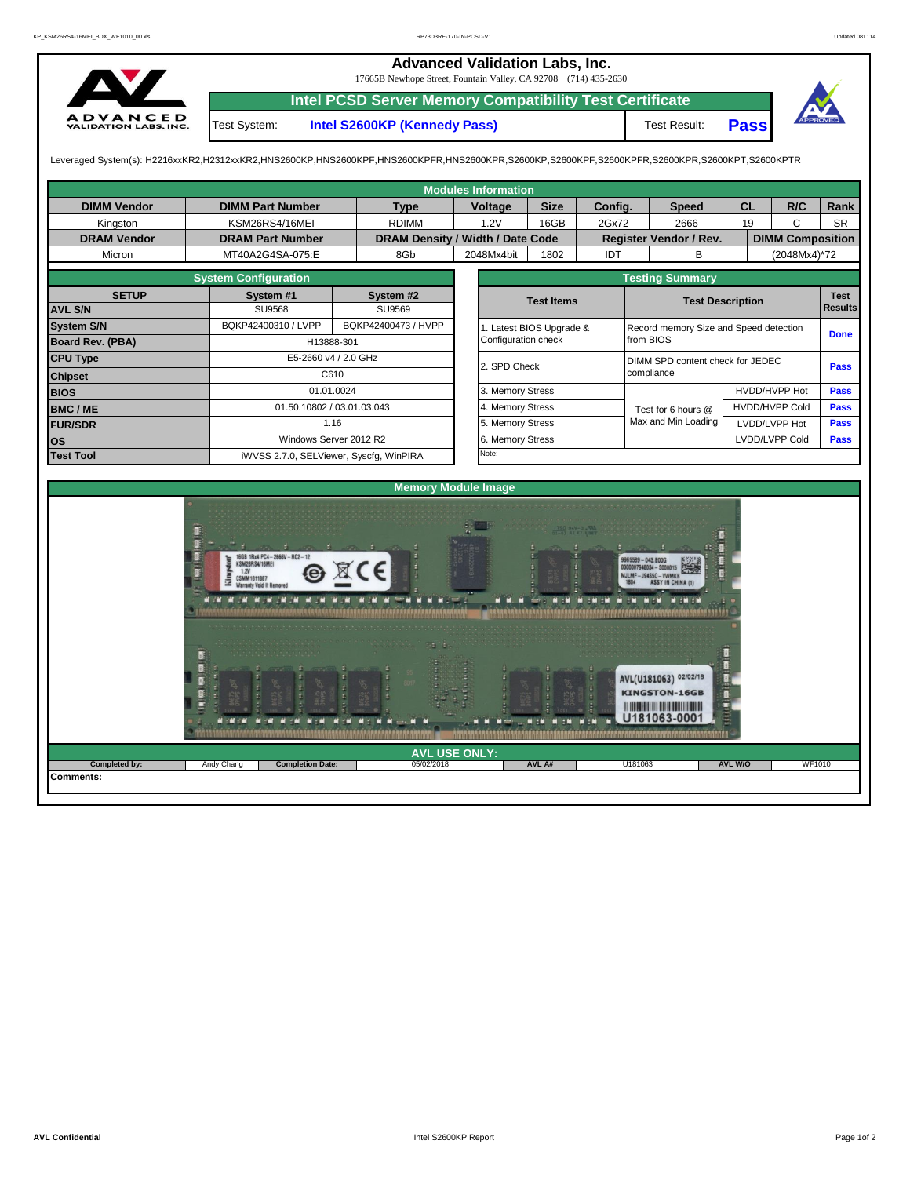# Advanced Validation Labs, Inc.

17665B Newhope Street, Fountain Valley, CA 92708 (714) 435-2630

## Intel PCSD Server Memory Compatibility Test Certificate

| Test System: | Intel S2600KP (Kennedy Pass) | Test Result: | **Pass** |
|---|---|---|---|

Leveraged System(s): H2216xxKR2,H2312xxKR2,HNS2600KP,HNS2600KPF,HNS2600KPFR,HNS2600KPR,S2600KP,S2600KPF,S2600KPFR,S2600KPR,S2600KPT,S2600KPTR

### Modules Information

| DIMM Vendor | DIMM Part Number | Type | Voltage | Size | Config. | Speed | CL | R/C | Rank |
|---|---|---|---|---|---|---|---|---|---|
| Kingston | KSM26RS4/16MEI | RDIMM | 1.2V | 16GB | 2Gx72 | 2666 | 19 | C | SR |
| **DRAM Vendor** | **DRAM Part Number** | **DRAM Density / Width / Date Code** | | | **Register Vendor / Rev.** | | **DIMM Composition** | | |
| Micron | MT40A2G4SA-075:E | 8Gb | 2048Mx4bit | 1802 | IDT | B | (2048Mx4)*72 | | |

### System Configuration

| SETUP | System #1 | System #2 |
|---|---|---|
| AVL S/N | SU9568 | SU9569 |
| System S/N | BQKP42400310 / LVPP | BQKP42400473 / HVPP |
| Board Rev. (PBA) | H13888-301 | |
| CPU Type | E5-2660 v4 / 2.0 GHz | |
| Chipset | C610 | |
| BIOS | 01.01.0024 | |
| BMC / ME | 01.50.10802 / 03.01.03.043 | |
| FUR/SDR | 1.16 | |
| OS | Windows Server 2012 R2 | |
| Test Tool | iWVSS 2.7.0, SELViewer, Syscfg, WinPIRA | |

### Testing Summary

| Test Items | Test Description | | Test Results |
|---|---|---|---|
| 1. Latest BIOS Upgrade & Configuration check | Record memory Size and Speed detection from BIOS | | Done |
| 2. SPD Check | DIMM SPD content check for JEDEC compliance | | Pass |
| 3. Memory Stress | Test for 6 hours @ Max and Min Loading | HVDD/HVPP Hot | Pass |
| 4. Memory Stress | | HVDD/HVPP Cold | Pass |
| 5. Memory Stress | | LVDD/LVPP Hot | Pass |
| 6. Memory Stress | | LVDD/LVPP Cold | Pass |
| Note: | | | |

### Memory Module Image

### AVL USE ONLY:

| Completed by: | Andy Chang | Completion Date: | 05/02/2018 | AVL A# | U181063 | AVL W/O | WF1010 |
|---|---|---|---|---|---|---|---|

**Comments:**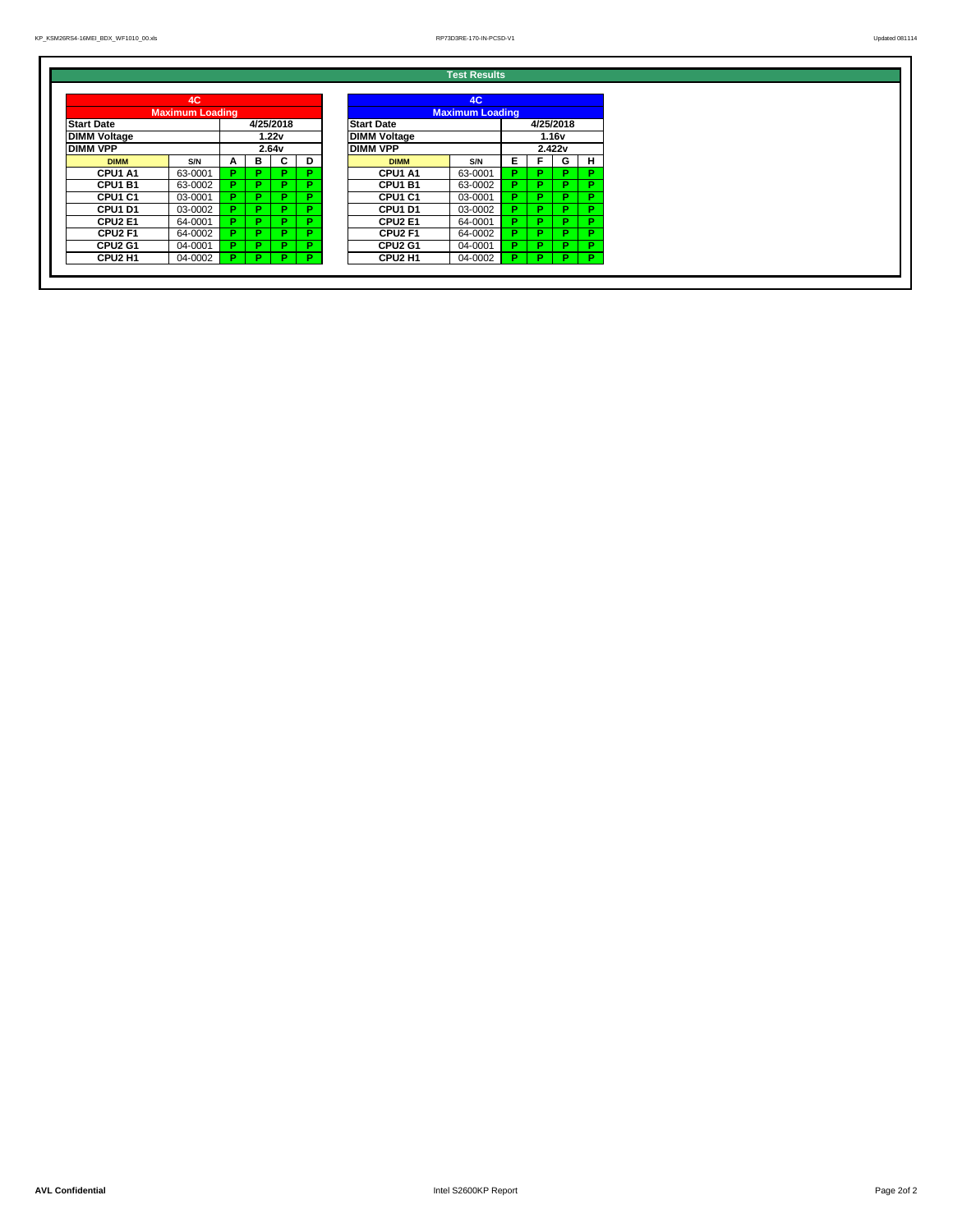## Test Results

| 4C Maximum Loading | | | | | |
|---|---|---|---|---|---|
| Start Date | | 4/25/2018 | | | |
| DIMM Voltage | | 1.22v | | | |
| DIMM VPP | | 2.64v | | | |
| DIMM | S/N | A | B | C | D |
| CPU1 A1 | 63-0001 | P | P | P | P |
| CPU1 B1 | 63-0002 | P | P | P | P |
| CPU1 C1 | 03-0001 | P | P | P | P |
| CPU1 D1 | 03-0002 | P | P | P | P |
| CPU2 E1 | 64-0001 | P | P | P | P |
| CPU2 F1 | 64-0002 | P | P | P | P |
| CPU2 G1 | 04-0001 | P | P | P | P |
| CPU2 H1 | 04-0002 | P | P | P | P |

| 4C Maximum Loading | | | | | |
|---|---|---|---|---|---|
| Start Date | | 4/25/2018 | | | |
| DIMM Voltage | | 1.16v | | | |
| DIMM VPP | | 2.422v | | | |
| DIMM | S/N | E | F | G | H |
| CPU1 A1 | 63-0001 | P | P | P | P |
| CPU1 B1 | 63-0002 | P | P | P | P |
| CPU1 C1 | 03-0001 | P | P | P | P |
| CPU1 D1 | 03-0002 | P | P | P | P |
| CPU2 E1 | 64-0001 | P | P | P | P |
| CPU2 F1 | 64-0002 | P | P | P | P |
| CPU2 G1 | 04-0001 | P | P | P | P |
| CPU2 H1 | 04-0002 | P | P | P | P |